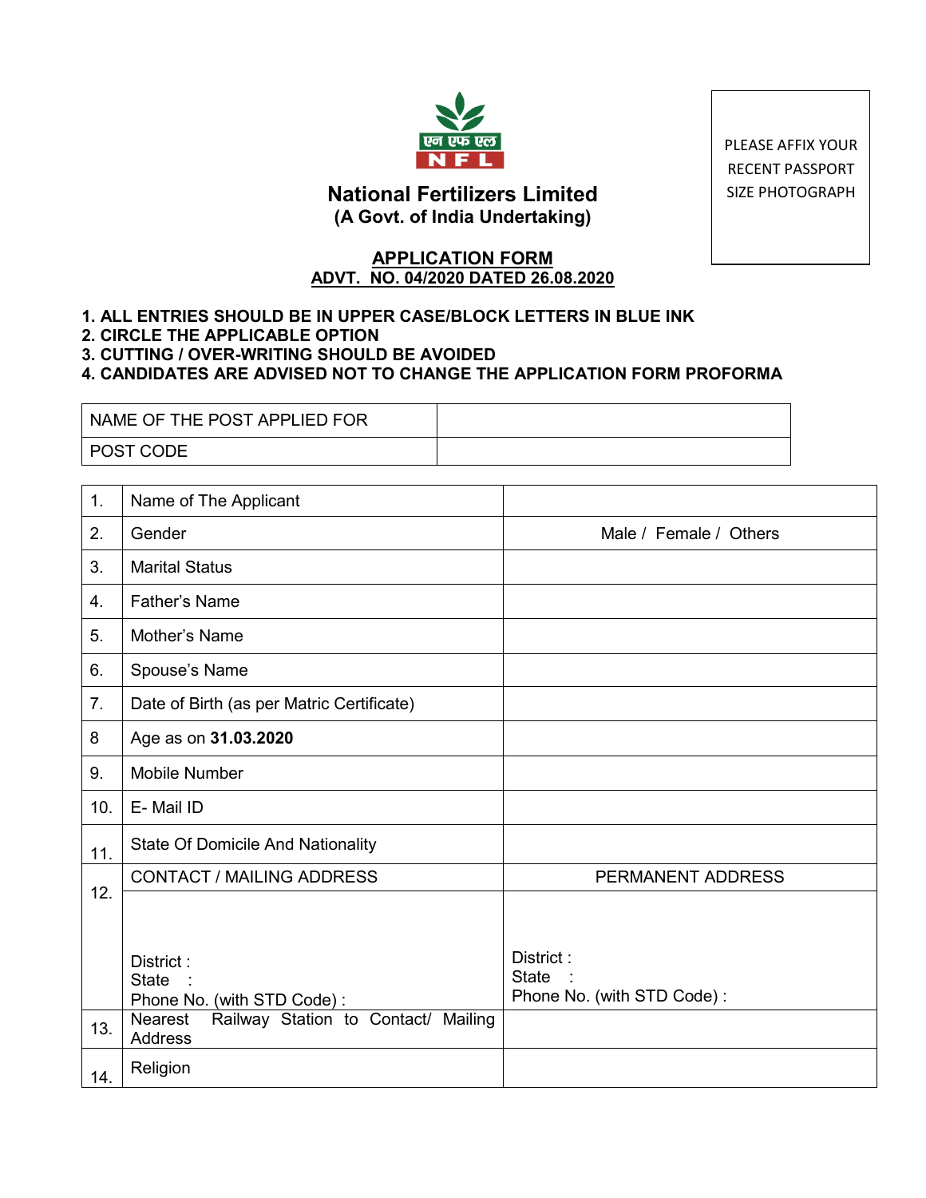एन एफ एल
N F L

# National Fertilizers Limited
**(A Govt. of India Undertaking)**

PLEASE AFFIX YOUR RECENT PASSPORT SIZE PHOTOGRAPH

## APPLICATION FORM
**ADVT. NO. 04/2020 DATED 26.08.2020**

**1. ALL ENTRIES SHOULD BE IN UPPER CASE/BLOCK LETTERS IN BLUE INK**
**2. CIRCLE THE APPLICABLE OPTION**
**3. CUTTING / OVER-WRITING SHOULD BE AVOIDED**
**4. CANDIDATES ARE ADVISED NOT TO CHANGE THE APPLICATION FORM PROFORMA**

| NAME OF THE POST APPLIED FOR | |
|---|---|
| POST CODE | |

| | | |
|---|---|---|
| 1. | Name of The Applicant | |
| 2. | Gender | Male / Female / Others |
| 3. | Marital Status | |
| 4. | Father's Name | |
| 5. | Mother's Name | |
| 6. | Spouse's Name | |
| 7. | Date of Birth (as per Matric Certificate) | |
| 8 | Age as on **31.03.2020** | |
| 9. | Mobile Number | |
| 10. | E- Mail ID | |
| 11. | State Of Domicile And Nationality | |
| 12. | CONTACT / MAILING ADDRESS | PERMANENT ADDRESS |
| | District :<br>State :<br>Phone No. (with STD Code) : | District :<br>State :<br>Phone No. (with STD Code) : |
| 13. | Nearest Railway Station to Contact/ Mailing Address | |
| 14. | Religion | |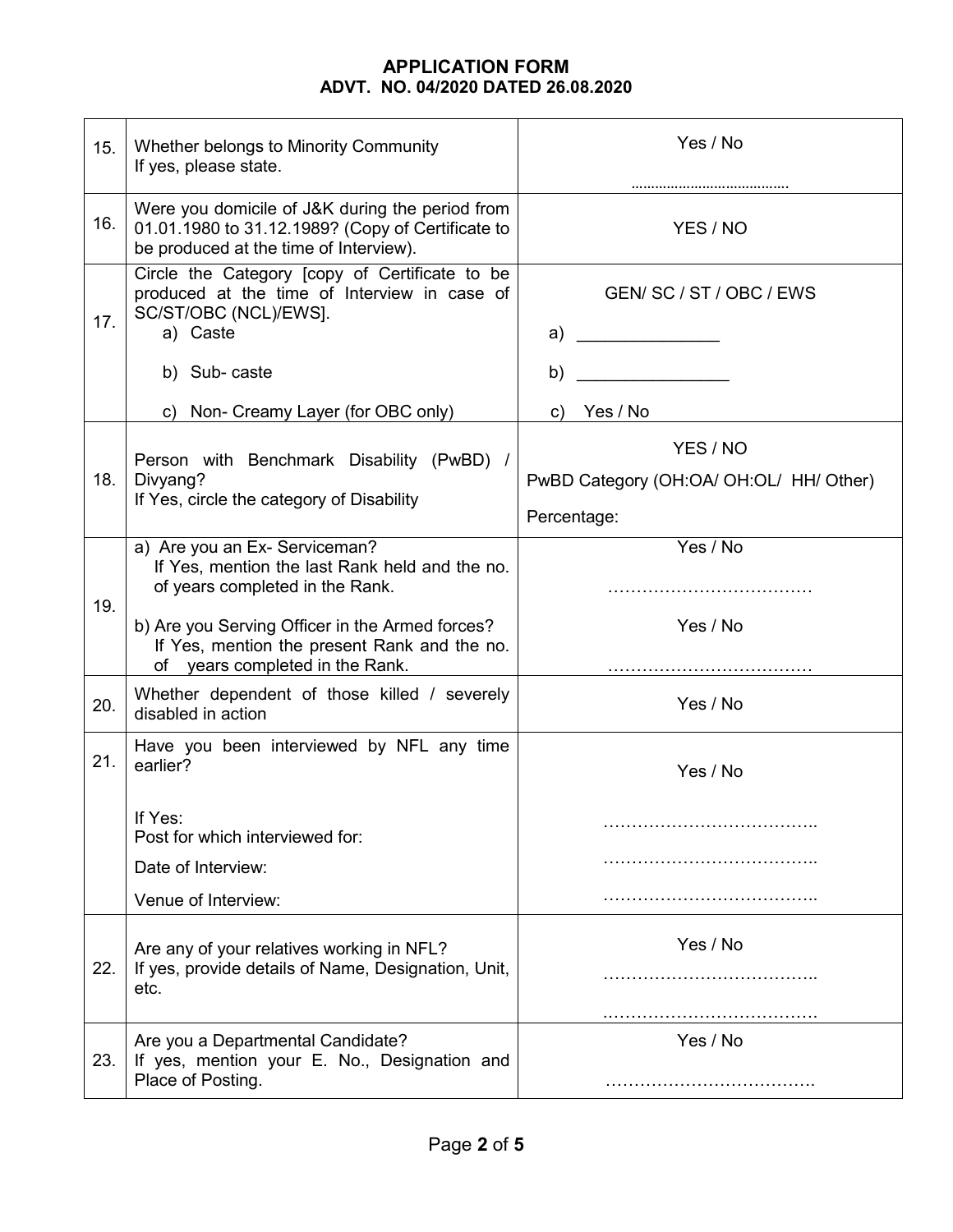**APPLICATION FORM**
**ADVT. NO. 04/2020 DATED 26.08.2020**

| | | |
|---|---|---|
| 15. | Whether belongs to Minority Community<br>If yes, please state. | Yes / No<br>……………………………… |
| 16. | Were you domicile of J&K during the period from 01.01.1980 to 31.12.1989? (Copy of Certificate to be produced at the time of Interview). | YES / NO |
| 17. | Circle the Category [copy of Certificate to be produced at the time of Interview in case of SC/ST/OBC (NCL)/EWS].<br>a) Caste<br>b) Sub- caste<br>c) Non- Creamy Layer (for OBC only) | GEN/ SC / ST / OBC / EWS<br>a) _______________<br>b) ________________<br>c) Yes / No |
| 18. | Person with Benchmark Disability (PwBD) / Divyang?<br>If Yes, circle the category of Disability | YES / NO<br>PwBD Category (OH:OA/ OH:OL/ HH/ Other)<br>Percentage: |
| 19. | a) Are you an Ex- Serviceman?<br>If Yes, mention the last Rank held and the no. of years completed in the Rank.<br>b) Are you Serving Officer in the Armed forces?<br>If Yes, mention the present Rank and the no. of years completed in the Rank. | Yes / No<br>………………………………<br>Yes / No<br>……………………………… |
| 20. | Whether dependent of those killed / severely disabled in action | Yes / No |
| 21. | Have you been interviewed by NFL any time earlier?<br>If Yes:<br>Post for which interviewed for:<br>Date of Interview:<br>Venue of Interview: | Yes / No<br>………………………………..<br>………………………………..<br>……………………………….. |
| 22. | Are any of your relatives working in NFL?<br>If yes, provide details of Name, Designation, Unit, etc. | Yes / No<br>………………………………..<br>………………………………. |
| 23. | Are you a Departmental Candidate?<br>If yes, mention your E. No., Designation and Place of Posting. | Yes / No<br>………………………………. |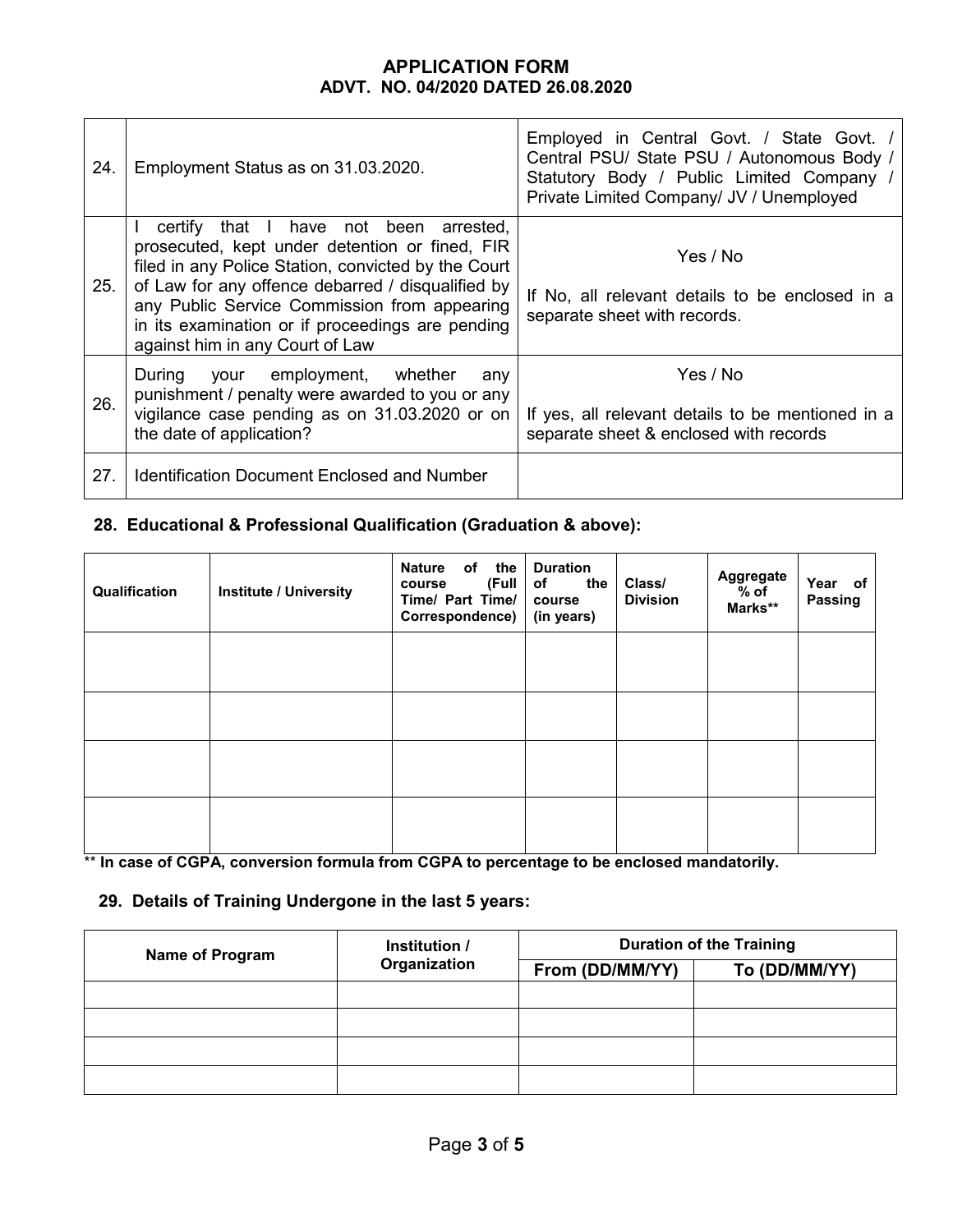**APPLICATION FORM**
**ADVT. NO. 04/2020 DATED 26.08.2020**

| | | |
|---|---|---|
| 24. | Employment Status as on 31.03.2020. | Employed in Central Govt. / State Govt. / Central PSU/ State PSU / Autonomous Body / Statutory Body / Public Limited Company / Private Limited Company/ JV / Unemployed |
| 25. | I certify that I have not been arrested, prosecuted, kept under detention or fined, FIR filed in any Police Station, convicted by the Court of Law for any offence debarred / disqualified by any Public Service Commission from appearing in its examination or if proceedings are pending against him in any Court of Law | Yes / No<br><br>If No, all relevant details to be enclosed in a separate sheet with records. |
| 26. | During your employment, whether any punishment / penalty were awarded to you or any vigilance case pending as on 31.03.2020 or on the date of application? | Yes / No<br><br>If yes, all relevant details to be mentioned in a separate sheet & enclosed with records |
| 27. | Identification Document Enclosed and Number | |

### 28. Educational & Professional Qualification (Graduation & above):

| Qualification | Institute / University | Nature of the course (Full Time/ Part Time/ Correspondence) | Duration of the course (in years) | Class/ Division | Aggregate % of Marks** | Year of Passing |
|---|---|---|---|---|---|---|
| | | | | | | |
| | | | | | | |
| | | | | | | |
| | | | | | | |

** **In case of CGPA, conversion formula from CGPA to percentage to be enclosed mandatorily.**

### 29. Details of Training Undergone in the last 5 years:

| Name of Program | Institution / Organization | Duration of the Training | |
|---|---|---|---|
| | | From (DD/MM/YY) | To (DD/MM/YY) |
| | | | |
| | | | |
| | | | |
| | | | |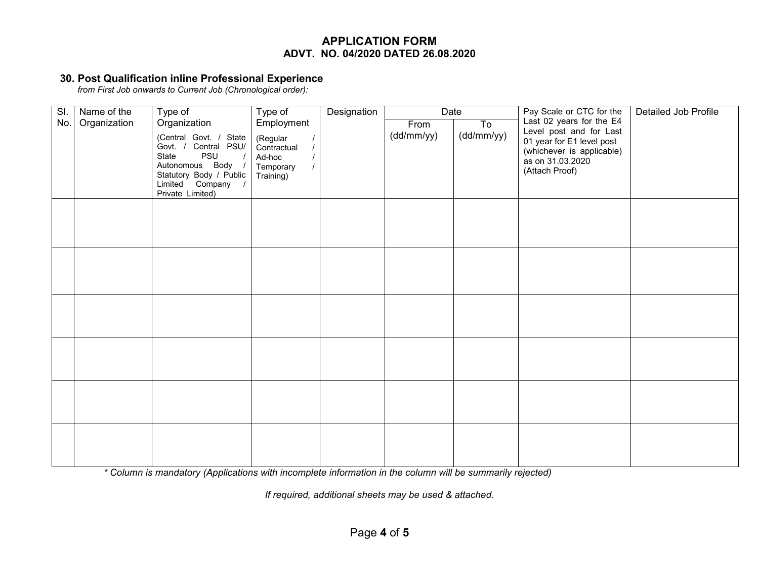**APPLICATION FORM**
**ADVT. NO. 04/2020 DATED 26.08.2020**

### 30. Post Qualification inline Professional Experience

*from First Job onwards to Current Job (Chronological order):*

| Sl. No. | Name of the Organization | Type of Organization (Central Govt. / State Govt. / Central PSU/ State PSU / Autonomous Body / Statutory Body / Public Limited Company / Private Limited) | Type of Employment (Regular / Contractual / Ad-hoc / Temporary / Training) | Designation | Date | | Pay Scale or CTC for the Last 02 years for the E4 Level post and for Last 01 year for E1 level post (whichever is applicable) as on 31.03.2020 (Attach Proof) | Detailed Job Profile |
|---|---|---|---|---|---|---|---|---|
| | | | | | From (dd/mm/yy) | To (dd/mm/yy) | | |
| | | | | | | | | |
| | | | | | | | | |
| | | | | | | | | |
| | | | | | | | | |
| | | | | | | | | |
| | | | | | | | | |

*\* Column is mandatory (Applications with incomplete information in the column will be summarily rejected)*

*If required, additional sheets may be used & attached.*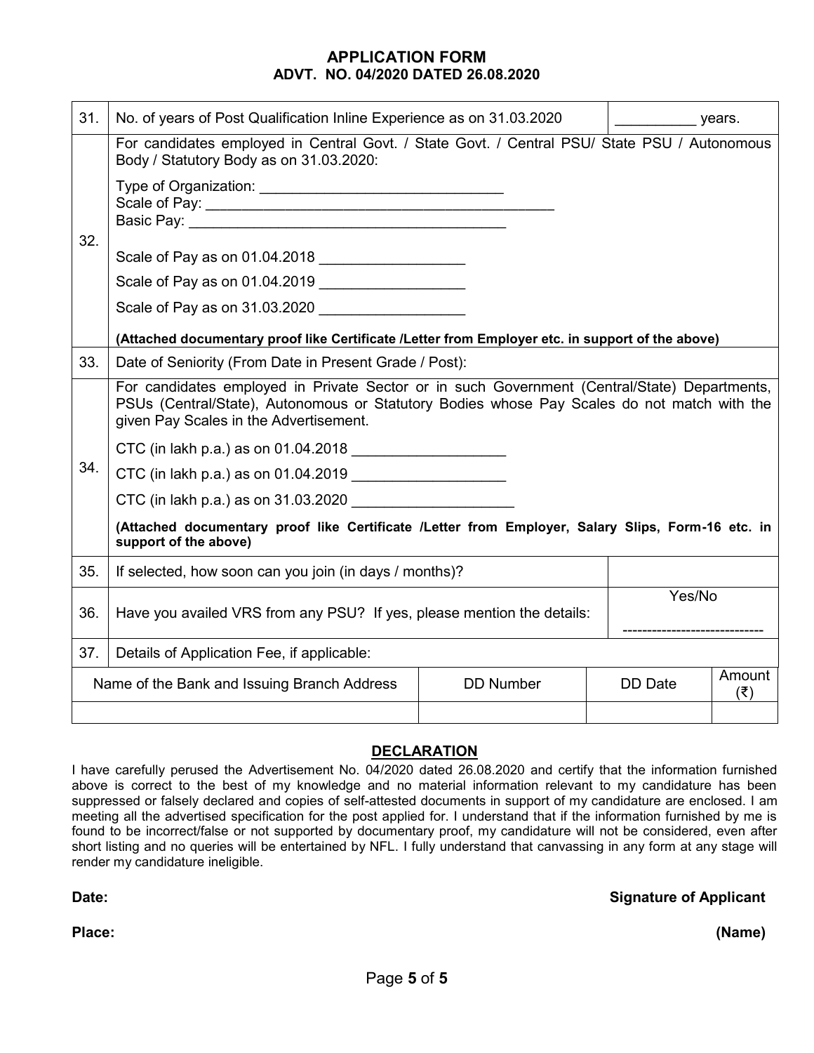## APPLICATION FORM
## ADVT. NO. 04/2020 DATED 26.08.2020

| | | | |
|---|---|---|---|
| 31. | No. of years of Post Qualification Inline Experience as on 31.03.2020 | __________ years. | |
| 32. | For candidates employed in Central Govt. / State Govt. / Central PSU/ State PSU / Autonomous Body / Statutory Body as on 31.03.2020:<br><br>Type of Organization: ______________________________<br>Scale of Pay: ____________________________________________<br>Basic Pay: ________________________________________<br><br>Scale of Pay as on 01.04.2018 __________________<br>Scale of Pay as on 01.04.2019 __________________<br>Scale of Pay as on 31.03.2020 __________________<br><br>**(Attached documentary proof like Certificate /Letter from Employer etc. in support of the above)** | | |
| 33. | Date of Seniority (From Date in Present Grade / Post): | | |
| 34. | For candidates employed in Private Sector or in such Government (Central/State) Departments, PSUs (Central/State), Autonomous or Statutory Bodies whose Pay Scales do not match with the given Pay Scales in the Advertisement.<br><br>CTC (in lakh p.a.) as on 01.04.2018 ___________________<br>CTC (in lakh p.a.) as on 01.04.2019 ___________________<br>CTC (in lakh p.a.) as on 31.03.2020 ____________________<br><br>**(Attached documentary proof like Certificate /Letter from Employer, Salary Slips, Form-16 etc. in support of the above)** | | |
| 35. | If selected, how soon can you join (in days / months)? | | |
| 36. | Have you availed VRS from any PSU? If yes, please mention the details: | Yes/No<br>----------------------------- | |
| 37. | Details of Application Fee, if applicable: | | |

| Name of the Bank and Issuing Branch Address | DD Number | DD Date | Amount (₹) |
|---|---|---|---|
| | | | |

### DECLARATION

I have carefully perused the Advertisement No. 04/2020 dated 26.08.2020 and certify that the information furnished above is correct to the best of my knowledge and no material information relevant to my candidature has been suppressed or falsely declared and copies of self-attested documents in support of my candidature are enclosed. I am meeting all the advertised specification for the post applied for. I understand that if the information furnished by me is found to be incorrect/false or not supported by documentary proof, my candidature will not be considered, even after short listing and no queries will be entertained by NFL. I fully understand that canvassing in any form at any stage will render my candidature ineligible.

**Date:** **Signature of Applicant**

**Place:** **(Name)**